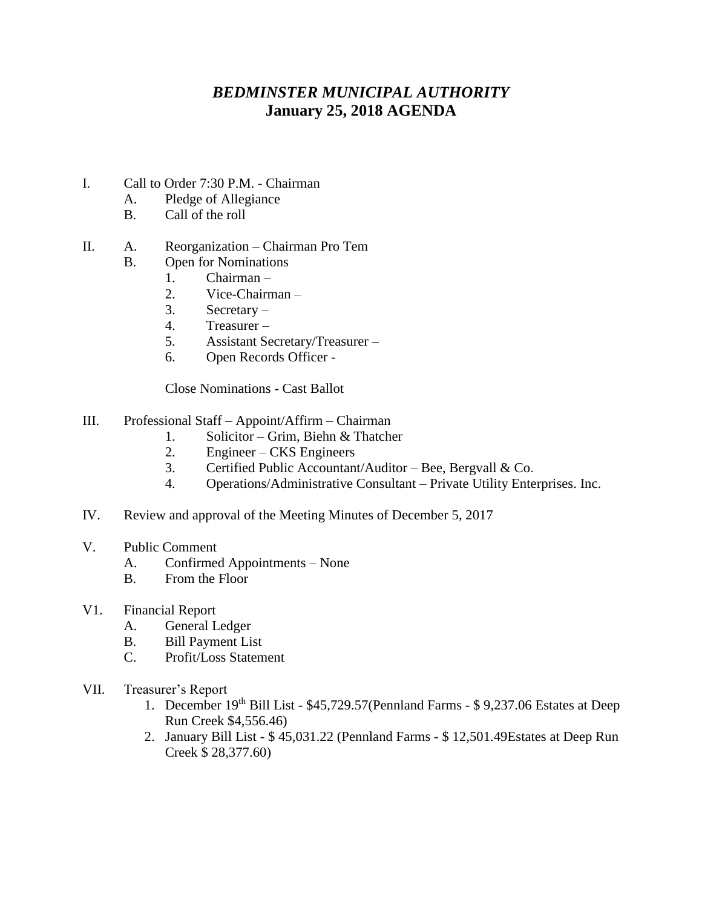# *BEDMINSTER MUNICIPAL AUTHORITY*
# January 25, 2018 AGENDA

I. Call to Order 7:30 P.M. - Chairman
   A. Pledge of Allegiance
   B. Call of the roll

II. A. Reorganization – Chairman Pro Tem
   B. Open for Nominations
      1. Chairman –
      2. Vice-Chairman –
      3. Secretary –
      4. Treasurer –
      5. Assistant Secretary/Treasurer –
      6. Open Records Officer -

   Close Nominations - Cast Ballot

III. Professional Staff – Appoint/Affirm – Chairman
      1. Solicitor – Grim, Biehn & Thatcher
      2. Engineer – CKS Engineers
      3. Certified Public Accountant/Auditor – Bee, Bergvall & Co.
      4. Operations/Administrative Consultant – Private Utility Enterprises. Inc.

IV. Review and approval of the Meeting Minutes of December 5, 2017

V. Public Comment
   A. Confirmed Appointments – None
   B. From the Floor

V1. Financial Report
   A. General Ledger
   B. Bill Payment List
   C. Profit/Loss Statement

VII. Treasurer's Report
   1. December 19th Bill List - $45,729.57(Pennland Farms - $ 9,237.06 Estates at Deep Run Creek $4,556.46)
   2. January Bill List - $ 45,031.22 (Pennland Farms - $ 12,501.49Estates at Deep Run Creek $ 28,377.60)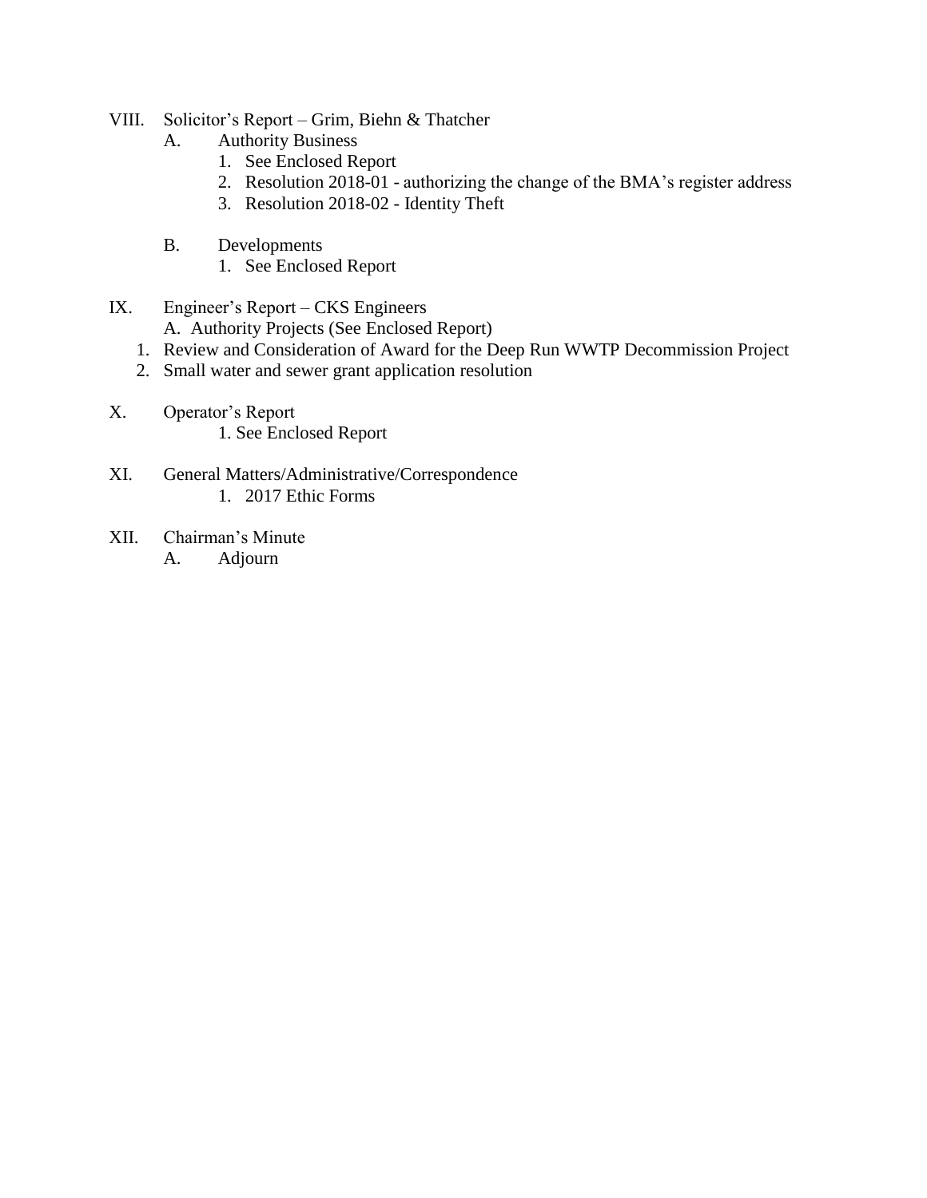VIII. Solicitor's Report – Grim, Biehn & Thatcher

   A. Authority Business

      1. See Enclosed Report
      2. Resolution 2018-01 - authorizing the change of the BMA's register address
      3. Resolution 2018-02 - Identity Theft

   B. Developments

      1. See Enclosed Report

IX. Engineer's Report – CKS Engineers

   A. Authority Projects (See Enclosed Report)

   1. Review and Consideration of Award for the Deep Run WWTP Decommission Project
   2. Small water and sewer grant application resolution

X. Operator's Report

      1. See Enclosed Report

XI. General Matters/Administrative/Correspondence

      1. 2017 Ethic Forms

XII. Chairman's Minute

   A. Adjourn